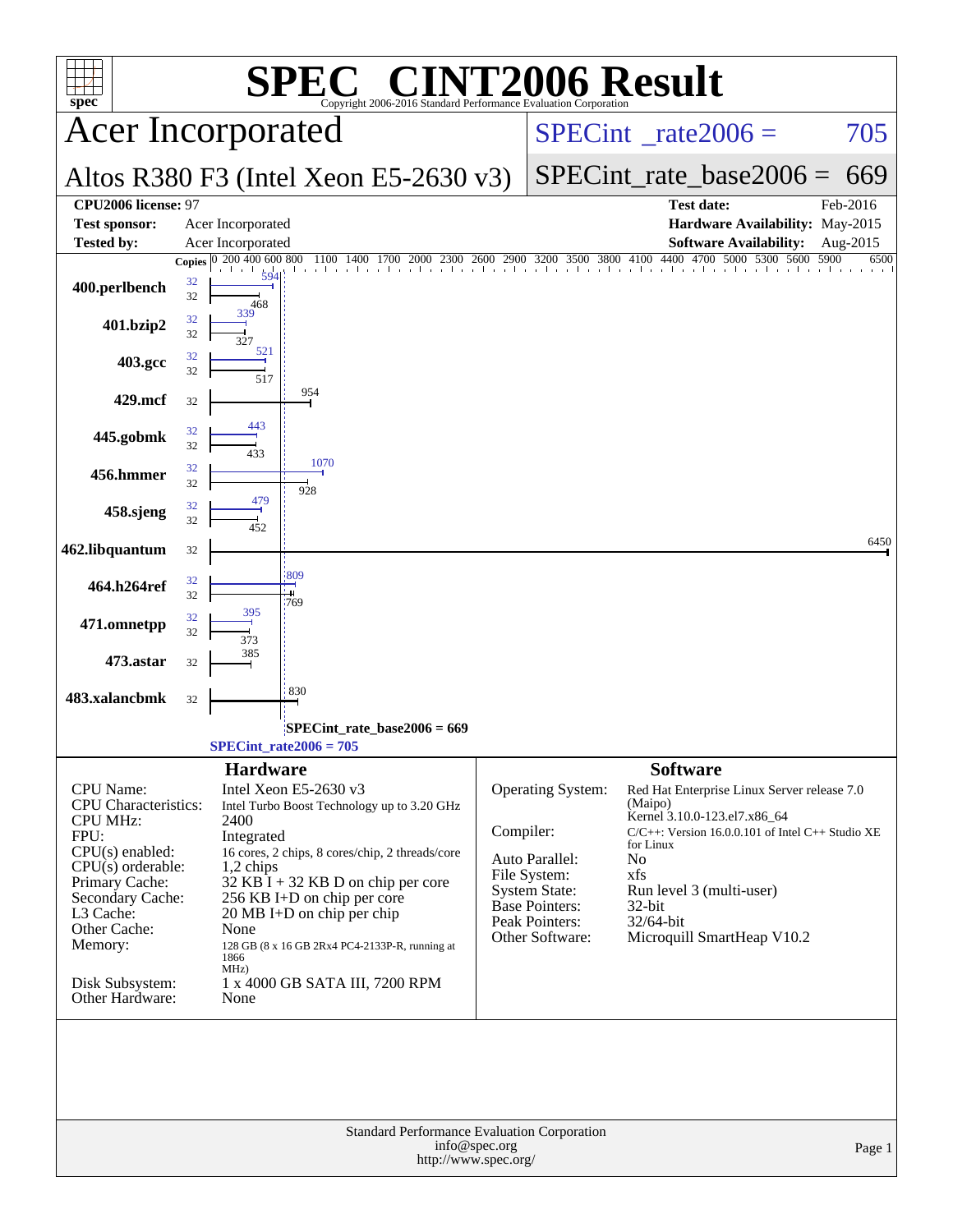# SPEC® CINT2006 Result

Copyright 2006-2016 Standard Performance Evaluation Corporation

## Acer Incorporated

## Altos R380 F3 (Intel Xeon E5-2630 v3)

SPECint_rate2006 = 705

SPECint_rate_base2006 = 669

| | | | |
|---|---|---|---|
| **CPU2006 license:** 97 | | **Test date:** | Feb-2016 |
| **Test sponsor:** | Acer Incorporated | **Hardware Availability:** | May-2015 |
| **Tested by:** | Acer Incorporated | **Software Availability:** | Aug-2015 |

| Benchmark | Copies (peak) | Peak | Copies (base) | Base |
|---|---|---|---|---|
| 400.perlbench | 32 | 594 | 32 | 468 |
| 401.bzip2 | 32 | 339 | 32 | 327 |
| 403.gcc | 32 | 521 | 32 | 517 |
| 429.mcf | | | 32 | 954 |
| 445.gobmk | 32 | 443 | 32 | 433 |
| 456.hmmer | 32 | 1070 | 32 | 928 |
| 458.sjeng | 32 | 479 | 32 | 452 |
| 462.libquantum | | | 32 | 6450 |
| 464.h264ref | 32 | 809 | 32 | 769 |
| 471.omnetpp | 32 | 395 | 32 | 373 |
| 473.astar | | | 32 | 385 |
| 483.xalancbmk | | | 32 | 830 |

SPECint_rate_base2006 = 669

SPECint_rate2006 = 705

## Hardware

| | |
|---|---|
| CPU Name: | Intel Xeon E5-2630 v3 |
| CPU Characteristics: | Intel Turbo Boost Technology up to 3.20 GHz |
| CPU MHz: | 2400 |
| FPU: | Integrated |
| CPU(s) enabled: | 16 cores, 2 chips, 8 cores/chip, 2 threads/core |
| CPU(s) orderable: | 1,2 chips |
| Primary Cache: | 32 KB I + 32 KB D on chip per core |
| Secondary Cache: | 256 KB I+D on chip per core |
| L3 Cache: | 20 MB I+D on chip per chip |
| Other Cache: | None |
| Memory: | 128 GB (8 x 16 GB 2Rx4 PC4-2133P-R, running at 1866 MHz) |
| Disk Subsystem: | 1 x 4000 GB SATA III, 7200 RPM |
| Other Hardware: | None |

## Software

| | |
|---|---|
| Operating System: | Red Hat Enterprise Linux Server release 7.0 (Maipo) Kernel 3.10.0-123.el7.x86_64 |
| Compiler: | C/C++: Version 16.0.0.101 of Intel C++ Studio XE for Linux |
| Auto Parallel: | No |
| File System: | xfs |
| System State: | Run level 3 (multi-user) |
| Base Pointers: | 32-bit |
| Peak Pointers: | 32/64-bit |
| Other Software: | Microquill SmartHeap V10.2 |

Standard Performance Evaluation Corporation
info@spec.org
http://www.spec.org/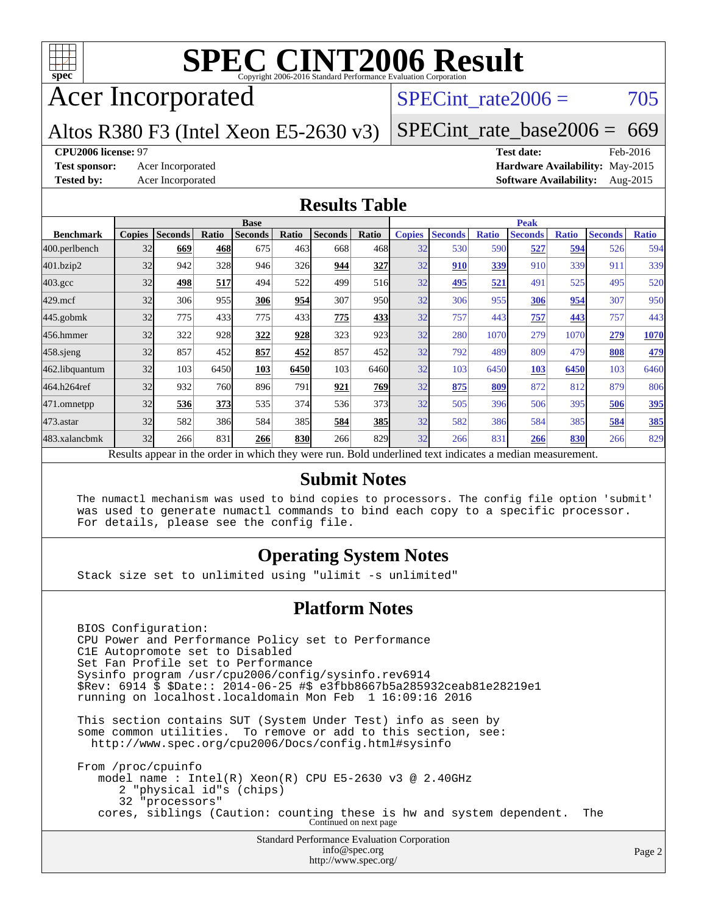# SPEC CINT2006 Result

Copyright 2006-2016 Standard Performance Evaluation Corporation

## Acer Incorporated

Altos R380 F3 (Intel Xeon E5-2630 v3)

SPECint_rate2006 = 705

SPECint_rate_base2006 = 669

**CPU2006 license:** 97
**Test sponsor:** Acer Incorporated
**Tested by:** Acer Incorporated

**Test date:** Feb-2016
**Hardware Availability:** May-2015
**Software Availability:** Aug-2015

## Results Table

| Benchmark | Base | | | | | | | Peak | | | | | | |
|---|---|---|---|---|---|---|---|---|---|---|---|---|---|---|
| | Copies | Seconds | Ratio | Seconds | Ratio | Seconds | Ratio | Copies | Seconds | Ratio | Seconds | Ratio | Seconds | Ratio |
| 400.perlbench | 32 | **669** | **468** | 675 | 463 | 668 | 468 | 32 | 530 | 590 | **527** | **594** | 526 | 594 |
| 401.bzip2 | 32 | 942 | 328 | 946 | 326 | **944** | **327** | 32 | **910** | **339** | 910 | 339 | 911 | 339 |
| 403.gcc | 32 | **498** | **517** | 494 | 522 | 499 | 516 | 32 | **495** | **521** | 491 | 525 | 495 | 520 |
| 429.mcf | 32 | 306 | 955 | **306** | **954** | 307 | 950 | 32 | 306 | 955 | **306** | **954** | 307 | 950 |
| 445.gobmk | 32 | 775 | 433 | 775 | 433 | **775** | **433** | 32 | 757 | 443 | **757** | **443** | 757 | 443 |
| 456.hmmer | 32 | 322 | 928 | **322** | **928** | 323 | 923 | 32 | 280 | 1070 | 279 | 1070 | **279** | **1070** |
| 458.sjeng | 32 | 857 | 452 | **857** | **452** | 857 | 452 | 32 | 792 | 489 | 809 | 479 | **808** | **479** |
| 462.libquantum | 32 | 103 | 6450 | **103** | **6450** | 103 | 6460 | 32 | 103 | 6450 | **103** | **6450** | 103 | 6460 |
| 464.h264ref | 32 | 932 | 760 | 896 | 791 | **921** | **769** | 32 | **875** | **809** | 872 | 812 | 879 | 806 |
| 471.omnetpp | 32 | **536** | **373** | 535 | 374 | 536 | 373 | 32 | 505 | 396 | 506 | 395 | **506** | **395** |
| 473.astar | 32 | 582 | 386 | 584 | 385 | **584** | **385** | 32 | 582 | 386 | 584 | 385 | **584** | **385** |
| 483.xalancbmk | 32 | 266 | 831 | **266** | **830** | 266 | 829 | 32 | 266 | 831 | **266** | **830** | 266 | 829 |

Results appear in the order in which they were run. Bold underlined text indicates a median measurement.

## Submit Notes

```
The numactl mechanism was used to bind copies to processors. The config file option 'submit'
was used to generate numactl commands to bind each copy to a specific processor.
For details, please see the config file.
```

## Operating System Notes

```
Stack size set to unlimited using "ulimit -s unlimited"
```

## Platform Notes

```
BIOS Configuration:
CPU Power and Performance Policy set to Performance
C1E Autopromote set to Disabled
Set Fan Profile set to Performance
Sysinfo program /usr/cpu2006/config/sysinfo.rev6914
$Rev: 6914 $ $Date:: 2014-06-25 #$ e3fbb8667b5a285932ceab81e28219e1
running on localhost.localdomain Mon Feb  1 16:09:16 2016

This section contains SUT (System Under Test) info as seen by
some common utilities.  To remove or add to this section, see:
  http://www.spec.org/cpu2006/Docs/config.html#sysinfo

From /proc/cpuinfo
   model name : Intel(R) Xeon(R) CPU E5-2630 v3 @ 2.40GHz
      2 "physical id"s (chips)
      32 "processors"
   cores, siblings (Caution: counting these is hw and system dependent.  The
```

Continued on next page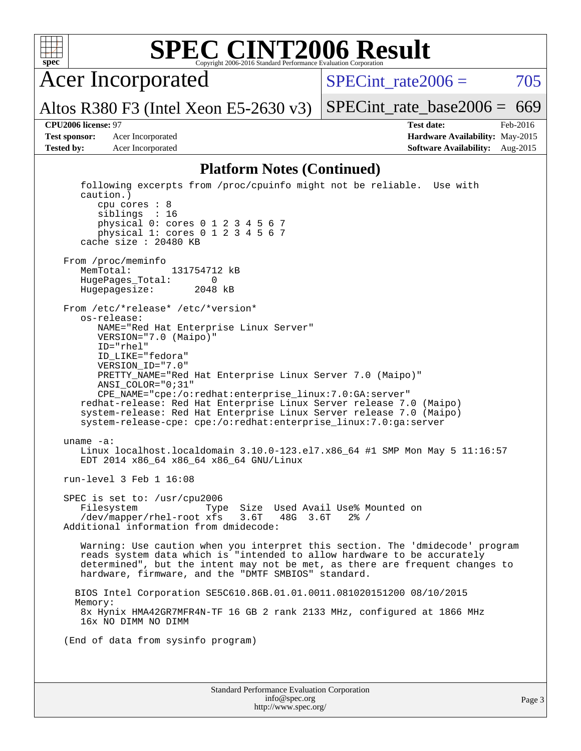# SPEC CINT2006 Result

Copyright 2006-2016 Standard Performance Evaluation Corporation

## Acer Incorporated

Altos R380 F3 (Intel Xeon E5-2630 v3)

SPECint_rate2006 = 705

SPECint_rate_base2006 = 669

**CPU2006 license:** 97
**Test sponsor:** Acer Incorporated
**Tested by:** Acer Incorporated

**Test date:** Feb-2016
**Hardware Availability:** May-2015
**Software Availability:** Aug-2015

### Platform Notes (Continued)

```
    following excerpts from /proc/cpuinfo might not be reliable.  Use with
    caution.)
       cpu cores : 8
       siblings  : 16
       physical 0: cores 0 1 2 3 4 5 6 7
       physical 1: cores 0 1 2 3 4 5 6 7
    cache size : 20480 KB

 From /proc/meminfo
    MemTotal:       131754712 kB
    HugePages_Total:        0
    Hugepagesize:        2048 kB

 From /etc/*release* /etc/*version*
    os-release:
       NAME="Red Hat Enterprise Linux Server"
       VERSION="7.0 (Maipo)"
       ID="rhel"
       ID_LIKE="fedora"
       VERSION_ID="7.0"
       PRETTY_NAME="Red Hat Enterprise Linux Server 7.0 (Maipo)"
       ANSI_COLOR="0;31"
       CPE_NAME="cpe:/o:redhat:enterprise_linux:7.0:GA:server"
    redhat-release: Red Hat Enterprise Linux Server release 7.0 (Maipo)
    system-release: Red Hat Enterprise Linux Server release 7.0 (Maipo)
    system-release-cpe: cpe:/o:redhat:enterprise_linux:7.0:ga:server

 uname -a:
    Linux localhost.localdomain 3.10.0-123.el7.x86_64 #1 SMP Mon May 5 11:16:57
    EDT 2014 x86_64 x86_64 x86_64 GNU/Linux

 run-level 3 Feb 1 16:08

 SPEC is set to: /usr/cpu2006
    Filesystem            Type  Size  Used Avail Use% Mounted on
    /dev/mapper/rhel-root xfs   3.6T   48G  3.6T   2% /
 Additional information from dmidecode:

    Warning: Use caution when you interpret this section. The 'dmidecode' program
    reads system data which is "intended to allow hardware to be accurately
    determined", but the intent may not be met, as there are frequent changes to
    hardware, firmware, and the "DMTF SMBIOS" standard.

   BIOS Intel Corporation SE5C610.86B.01.01.0011.081020151200 08/10/2015
   Memory:
    8x Hynix HMA42GR7MFR4N-TF 16 GB 2 rank 2133 MHz, configured at 1866 MHz
    16x NO DIMM NO DIMM

 (End of data from sysinfo program)
```

Standard Performance Evaluation Corporation
info@spec.org
http://www.spec.org/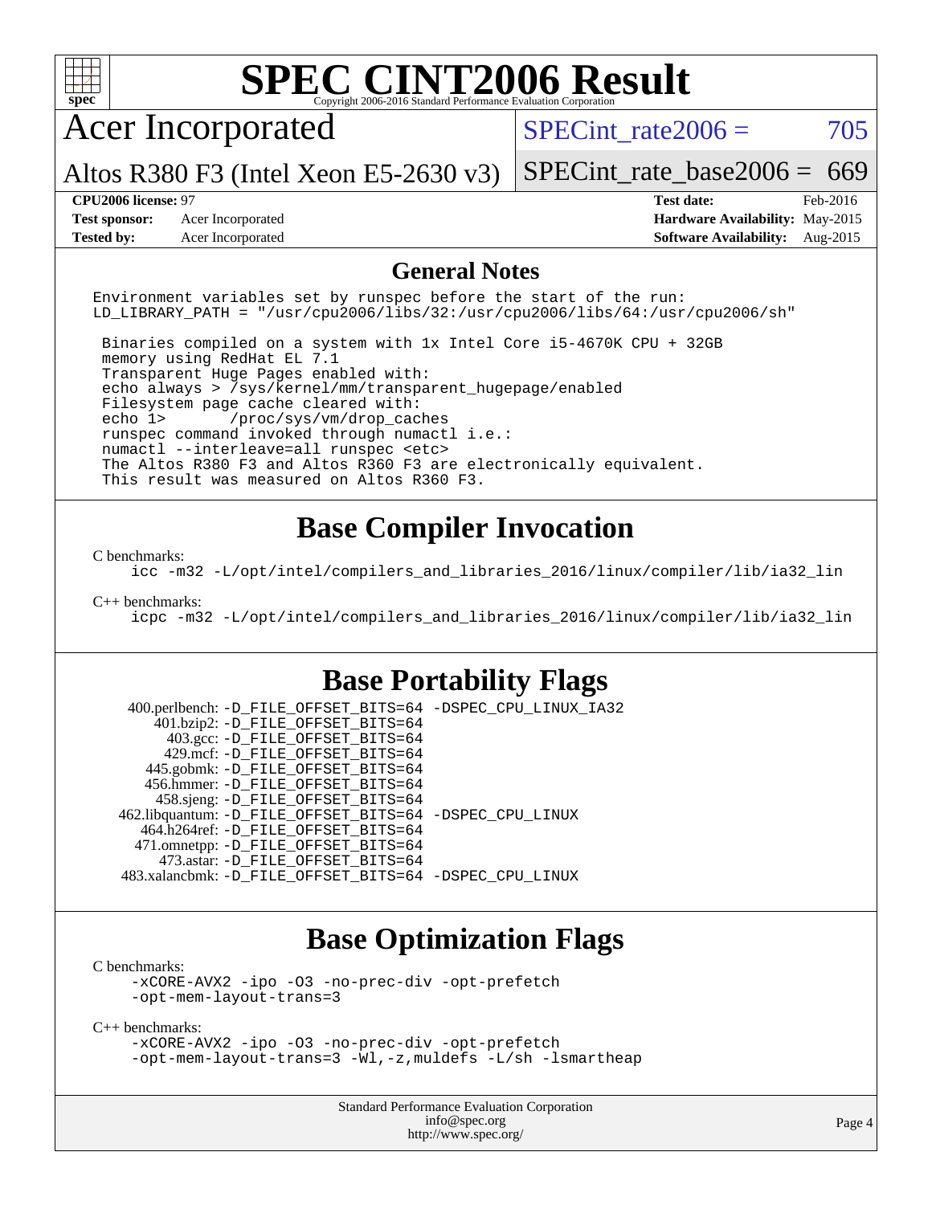# SPEC CINT2006 Result

Copyright 2006-2016 Standard Performance Evaluation Corporation

## Acer Incorporated

Altos R380 F3 (Intel Xeon E5-2630 v3)

SPECint_rate2006 = 705

SPECint_rate_base2006 = 669

| | | | |
|---|---|---|---|
| **CPU2006 license:** 97 | | **Test date:** | Feb-2016 |
| **Test sponsor:** | Acer Incorporated | **Hardware Availability:** | May-2015 |
| **Tested by:** | Acer Incorporated | **Software Availability:** | Aug-2015 |

## General Notes

```
Environment variables set by runspec before the start of the run:
LD_LIBRARY_PATH = "/usr/cpu2006/libs/32:/usr/cpu2006/libs/64:/usr/cpu2006/sh"

 Binaries compiled on a system with 1x Intel Core i5-4670K CPU + 32GB
 memory using RedHat EL 7.1
 Transparent Huge Pages enabled with:
 echo always > /sys/kernel/mm/transparent_hugepage/enabled
 Filesystem page cache cleared with:
 echo 1>       /proc/sys/vm/drop_caches
 runspec command invoked through numactl i.e.:
 numactl --interleave=all runspec <etc>
 The Altos R380 F3 and Altos R360 F3 are electronically equivalent.
 This result was measured on Altos R360 F3.
```

## Base Compiler Invocation

C benchmarks:

```
icc -m32 -L/opt/intel/compilers_and_libraries_2016/linux/compiler/lib/ia32_lin
```

C++ benchmarks:

```
icpc -m32 -L/opt/intel/compilers_and_libraries_2016/linux/compiler/lib/ia32_lin
```

## Base Portability Flags

```
 400.perlbench: -D_FILE_OFFSET_BITS=64 -DSPEC_CPU_LINUX_IA32
     401.bzip2: -D_FILE_OFFSET_BITS=64
       403.gcc: -D_FILE_OFFSET_BITS=64
       429.mcf: -D_FILE_OFFSET_BITS=64
     445.gobmk: -D_FILE_OFFSET_BITS=64
    456.hmmer: -D_FILE_OFFSET_BITS=64
     458.sjeng: -D_FILE_OFFSET_BITS=64
462.libquantum: -D_FILE_OFFSET_BITS=64 -DSPEC_CPU_LINUX
   464.h264ref: -D_FILE_OFFSET_BITS=64
   471.omnetpp: -D_FILE_OFFSET_BITS=64
     473.astar: -D_FILE_OFFSET_BITS=64
 483.xalancbmk: -D_FILE_OFFSET_BITS=64 -DSPEC_CPU_LINUX
```

## Base Optimization Flags

C benchmarks:

```
-xCORE-AVX2 -ipo -O3 -no-prec-div -opt-prefetch
-opt-mem-layout-trans=3
```

C++ benchmarks:

```
-xCORE-AVX2 -ipo -O3 -no-prec-div -opt-prefetch
-opt-mem-layout-trans=3 -Wl,-z,muldefs -L/sh -lsmartheap
```

Standard Performance Evaluation Corporation
info@spec.org
http://www.spec.org/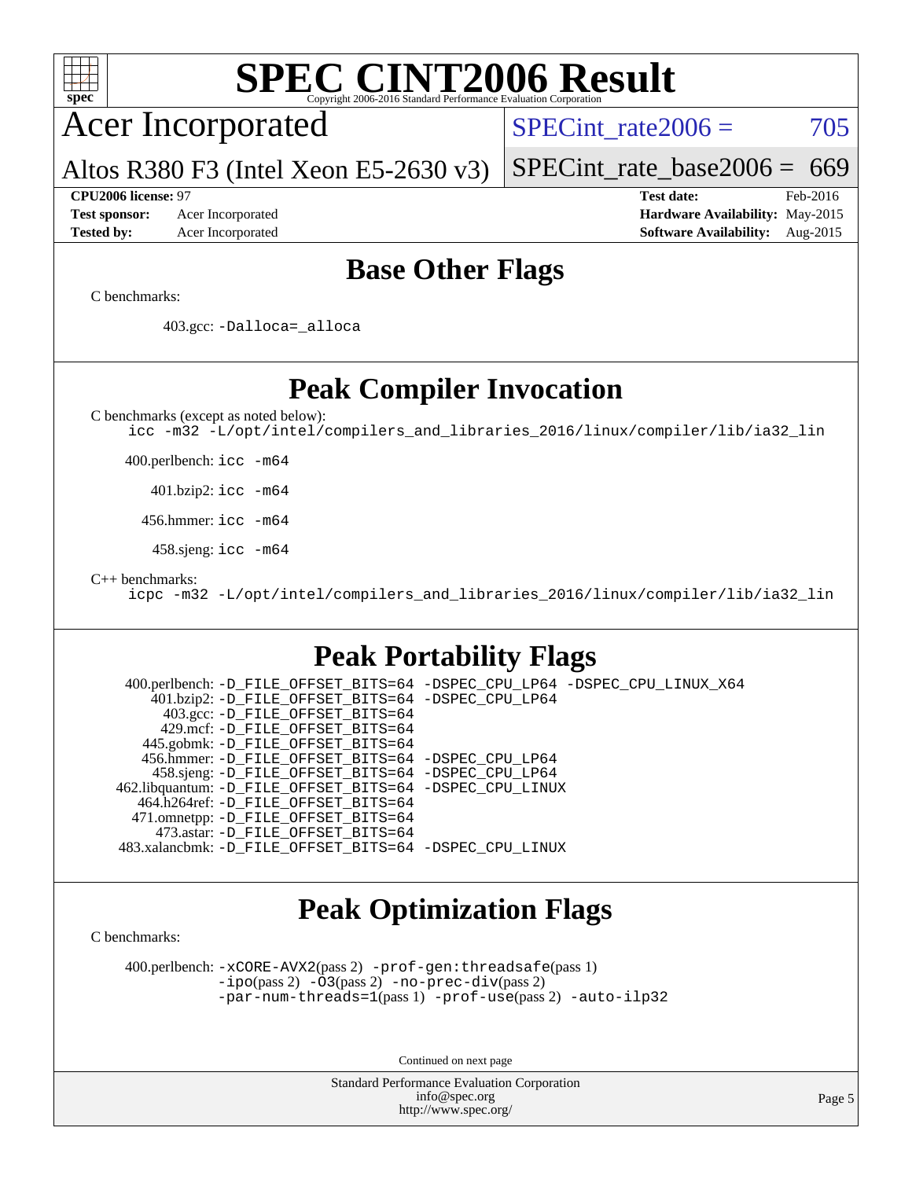# SPEC CINT2006 Result

Copyright 2006-2016 Standard Performance Evaluation Corporation

## Acer Incorporated

Altos R380 F3 (Intel Xeon E5-2630 v3)

SPECint_rate2006 = 705

SPECint_rate_base2006 = 669

| | | | |
|---|---|---|---|
| **CPU2006 license:** 97 | | **Test date:** | Feb-2016 |
| **Test sponsor:** | Acer Incorporated | **Hardware Availability:** | May-2015 |
| **Tested by:** | Acer Incorporated | **Software Availability:** | Aug-2015 |

## Base Other Flags

C benchmarks:

403.gcc: -Dalloca=_alloca

## Peak Compiler Invocation

C benchmarks (except as noted below):

icc -m32 -L/opt/intel/compilers_and_libraries_2016/linux/compiler/lib/ia32_lin

400.perlbench: icc -m64

401.bzip2: icc -m64

456.hmmer: icc -m64

458.sjeng: icc -m64

C++ benchmarks:

icpc -m32 -L/opt/intel/compilers_and_libraries_2016/linux/compiler/lib/ia32_lin

## Peak Portability Flags

400.perlbench: -D_FILE_OFFSET_BITS=64 -DSPEC_CPU_LP64 -DSPEC_CPU_LINUX_X64
401.bzip2: -D_FILE_OFFSET_BITS=64 -DSPEC_CPU_LP64
403.gcc: -D_FILE_OFFSET_BITS=64
429.mcf: -D_FILE_OFFSET_BITS=64
445.gobmk: -D_FILE_OFFSET_BITS=64
456.hmmer: -D_FILE_OFFSET_BITS=64 -DSPEC_CPU_LP64
458.sjeng: -D_FILE_OFFSET_BITS=64 -DSPEC_CPU_LP64
462.libquantum: -D_FILE_OFFSET_BITS=64 -DSPEC_CPU_LINUX
464.h264ref: -D_FILE_OFFSET_BITS=64
471.omnetpp: -D_FILE_OFFSET_BITS=64
473.astar: -D_FILE_OFFSET_BITS=64
483.xalancbmk: -D_FILE_OFFSET_BITS=64 -DSPEC_CPU_LINUX

## Peak Optimization Flags

C benchmarks:

400.perlbench: -xCORE-AVX2(pass 2) -prof-gen:threadsafe(pass 1) -ipo(pass 2) -O3(pass 2) -no-prec-div(pass 2) -par-num-threads=1(pass 1) -prof-use(pass 2) -auto-ilp32

Continued on next page

Standard Performance Evaluation Corporation
info@spec.org
http://www.spec.org/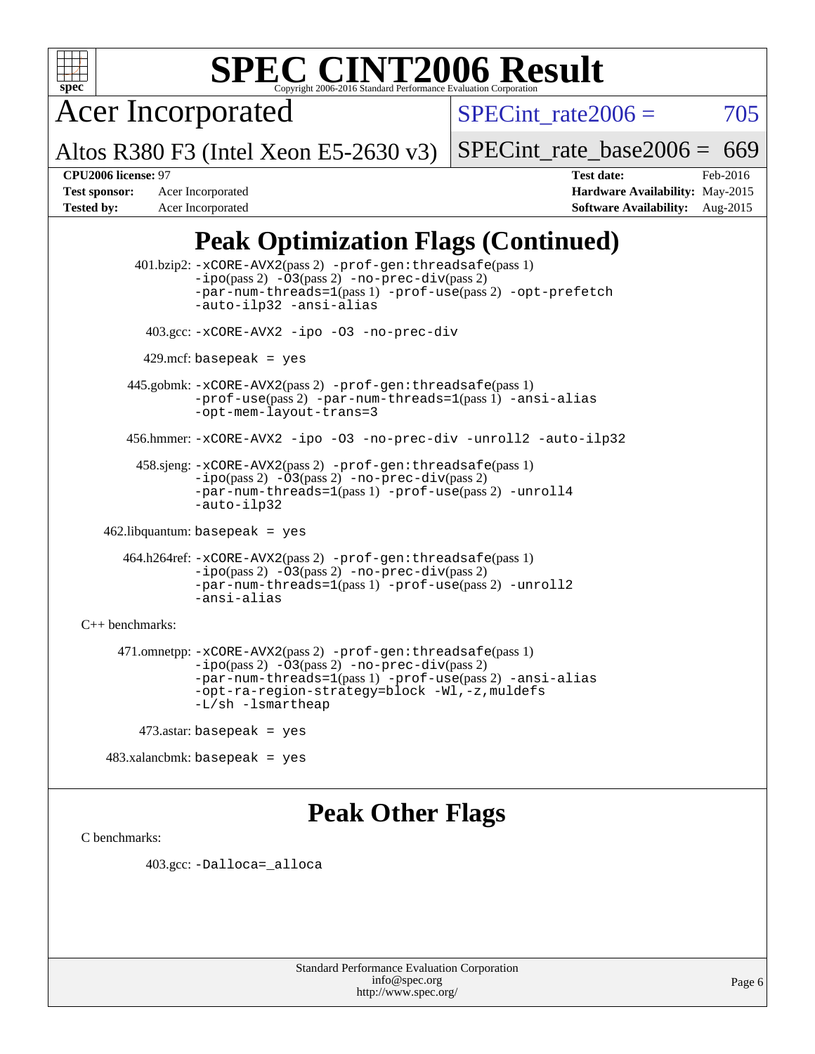# SPEC CINT2006 Result

Copyright 2006-2016 Standard Performance Evaluation Corporation

## Acer Incorporated

Altos R380 F3 (Intel Xeon E5-2630 v3)

SPECint_rate2006 = 705

SPECint_rate_base2006 = 669

| | | | |
|---|---|---|---|
| **CPU2006 license:** 97 | | **Test date:** | Feb-2016 |
| **Test sponsor:** | Acer Incorporated | **Hardware Availability:** | May-2015 |
| **Tested by:** | Acer Incorporated | **Software Availability:** | Aug-2015 |

## Peak Optimization Flags (Continued)

401.bzip2: `-xCORE-AVX2`(pass 2) `-prof-gen:threadsafe`(pass 1) `-ipo`(pass 2) `-O3`(pass 2) `-no-prec-div`(pass 2) `-par-num-threads=1`(pass 1) `-prof-use`(pass 2) `-opt-prefetch` `-auto-ilp32` `-ansi-alias`

403.gcc: `-xCORE-AVX2 -ipo -O3 -no-prec-div`

429.mcf: `basepeak = yes`

445.gobmk: `-xCORE-AVX2`(pass 2) `-prof-gen:threadsafe`(pass 1) `-prof-use`(pass 2) `-par-num-threads=1`(pass 1) `-ansi-alias` `-opt-mem-layout-trans=3`

456.hmmer: `-xCORE-AVX2 -ipo -O3 -no-prec-div -unroll2 -auto-ilp32`

458.sjeng: `-xCORE-AVX2`(pass 2) `-prof-gen:threadsafe`(pass 1) `-ipo`(pass 2) `-O3`(pass 2) `-no-prec-div`(pass 2) `-par-num-threads=1`(pass 1) `-prof-use`(pass 2) `-unroll4` `-auto-ilp32`

462.libquantum: `basepeak = yes`

464.h264ref: `-xCORE-AVX2`(pass 2) `-prof-gen:threadsafe`(pass 1) `-ipo`(pass 2) `-O3`(pass 2) `-no-prec-div`(pass 2) `-par-num-threads=1`(pass 1) `-prof-use`(pass 2) `-unroll2` `-ansi-alias`

C++ benchmarks:

471.omnetpp: `-xCORE-AVX2`(pass 2) `-prof-gen:threadsafe`(pass 1) `-ipo`(pass 2) `-O3`(pass 2) `-no-prec-div`(pass 2) `-par-num-threads=1`(pass 1) `-prof-use`(pass 2) `-ansi-alias` `-opt-ra-region-strategy=block` `-Wl,-z,muldefs` `-L/sh -lsmartheap`

473.astar: `basepeak = yes`

483.xalancbmk: `basepeak = yes`

## Peak Other Flags

C benchmarks:

403.gcc: `-Dalloca=_alloca`

Standard Performance Evaluation Corporation
info@spec.org
http://www.spec.org/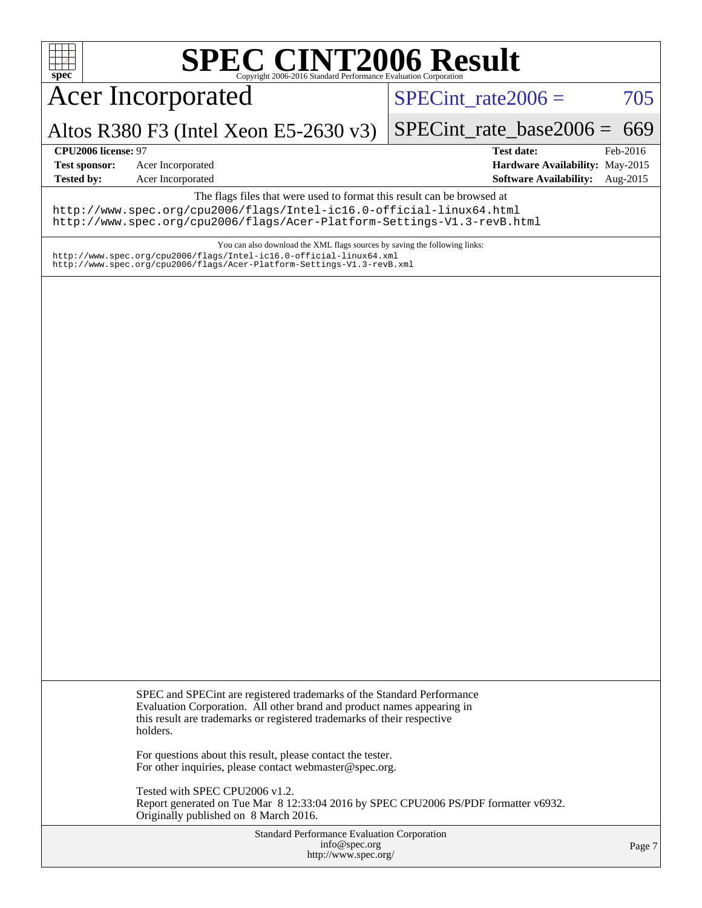# SPEC CINT2006 Result

Copyright 2006-2016 Standard Performance Evaluation Corporation

## Acer Incorporated

Altos R380 F3 (Intel Xeon E5-2630 v3)

SPECint_rate2006 = 705

SPECint_rate_base2006 = 669

| | | | |
|---|---|---|---|
| **CPU2006 license:** 97 | | **Test date:** | Feb-2016 |
| **Test sponsor:** | Acer Incorporated | **Hardware Availability:** | May-2015 |
| **Tested by:** | Acer Incorporated | **Software Availability:** | Aug-2015 |

The flags files that were used to format this result can be browsed at

http://www.spec.org/cpu2006/flags/Intel-ic16.0-official-linux64.html
http://www.spec.org/cpu2006/flags/Acer-Platform-Settings-V1.3-revB.html

You can also download the XML flags sources by saving the following links:

http://www.spec.org/cpu2006/flags/Intel-ic16.0-official-linux64.xml
http://www.spec.org/cpu2006/flags/Acer-Platform-Settings-V1.3-revB.xml

SPEC and SPECint are registered trademarks of the Standard Performance Evaluation Corporation. All other brand and product names appearing in this result are trademarks or registered trademarks of their respective holders.

For questions about this result, please contact the tester.
For other inquiries, please contact webmaster@spec.org.

Tested with SPEC CPU2006 v1.2.
Report generated on Tue Mar 8 12:33:04 2016 by SPEC CPU2006 PS/PDF formatter v6932.
Originally published on 8 March 2016.